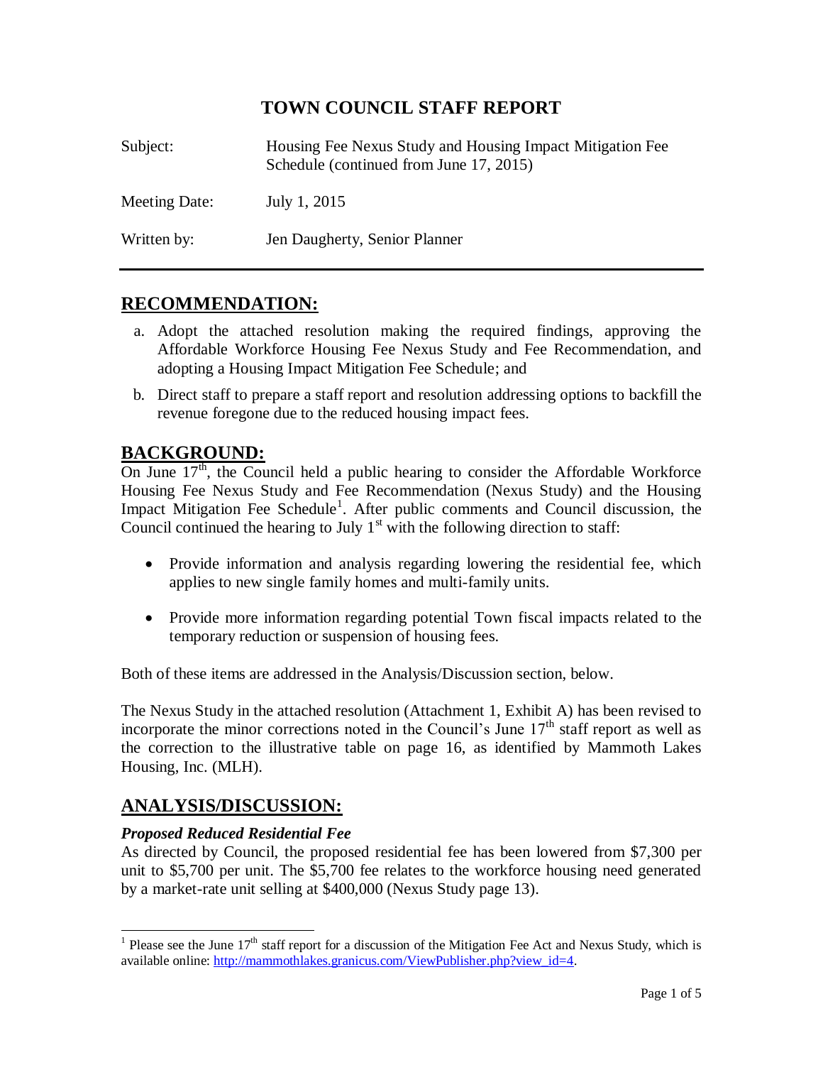# TOWN COUNCIL STAFF REPORT

Subject: Housing Fee Nexus Study and Housing Impact Mitigation Fee Schedule (continued from June 17, 2015)

Meeting Date: July 1, 2015

Written by: Jen Daugherty, Senior Planner

## RECOMMENDATION:

a. Adopt the attached resolution making the required findings, approving the Affordable Workforce Housing Fee Nexus Study and Fee Recommendation, and adopting a Housing Impact Mitigation Fee Schedule; and

b. Direct staff to prepare a staff report and resolution addressing options to backfill the revenue foregone due to the reduced housing impact fees.

## BACKGROUND:

On June 17th, the Council held a public hearing to consider the Affordable Workforce Housing Fee Nexus Study and Fee Recommendation (Nexus Study) and the Housing Impact Mitigation Fee Schedule[1]. After public comments and Council discussion, the Council continued the hearing to July 1st with the following direction to staff:

- Provide information and analysis regarding lowering the residential fee, which applies to new single family homes and multi-family units.
- Provide more information regarding potential Town fiscal impacts related to the temporary reduction or suspension of housing fees.

Both of these items are addressed in the Analysis/Discussion section, below.

The Nexus Study in the attached resolution (Attachment 1, Exhibit A) has been revised to incorporate the minor corrections noted in the Council's June 17th staff report as well as the correction to the illustrative table on page 16, as identified by Mammoth Lakes Housing, Inc. (MLH).

## ANALYSIS/DISCUSSION:

### *Proposed Reduced Residential Fee*

As directed by Council, the proposed residential fee has been lowered from $7,300 per unit to $5,700 per unit. The $5,700 fee relates to the workforce housing need generated by a market-rate unit selling at $400,000 (Nexus Study page 13).

---

[1] Please see the June 17th staff report for a discussion of the Mitigation Fee Act and Nexus Study, which is available online: http://mammothlakes.granicus.com/ViewPublisher.php?view_id=4.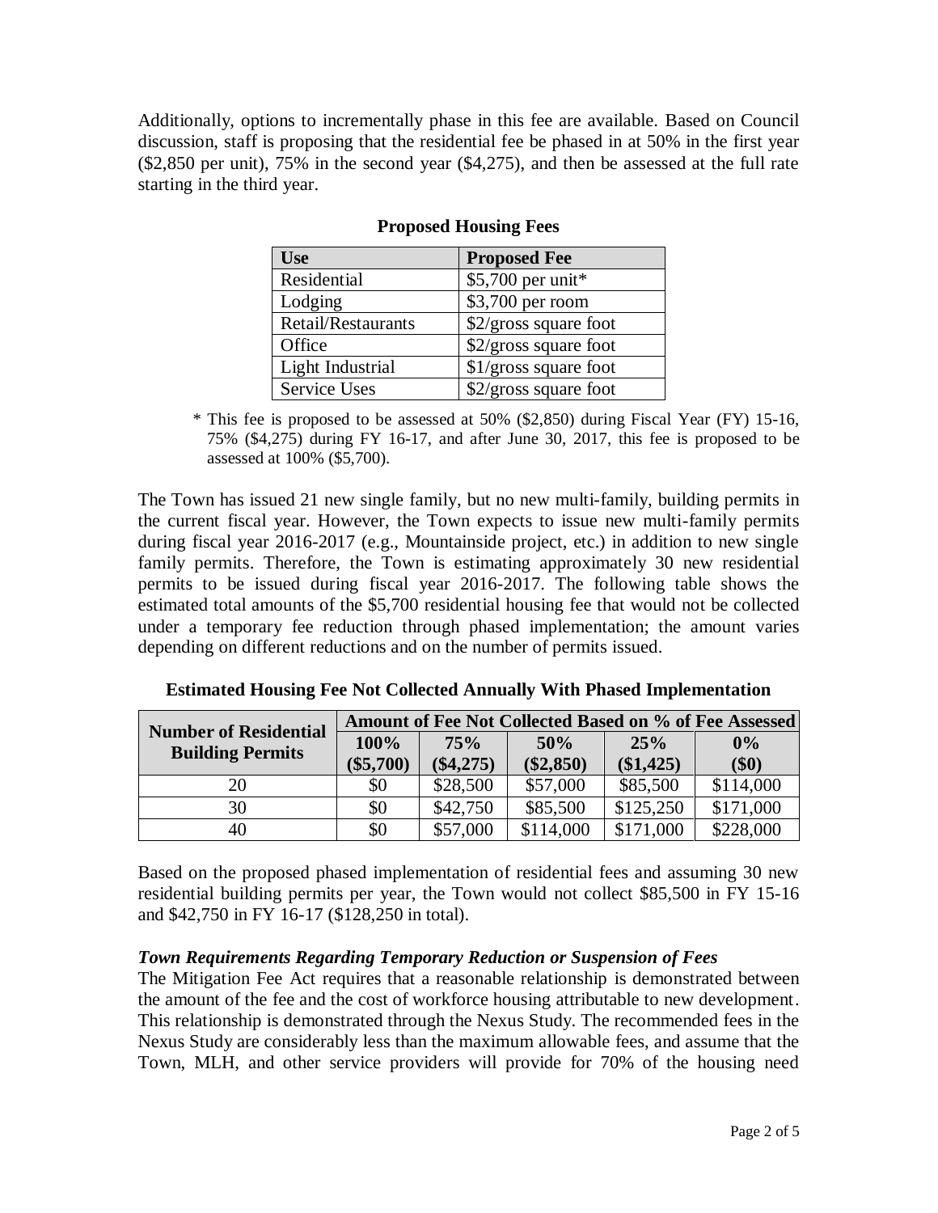Additionally, options to incrementally phase in this fee are available. Based on Council discussion, staff is proposing that the residential fee be phased in at 50% in the first year ($2,850 per unit), 75% in the second year ($4,275), and then be assessed at the full rate starting in the third year.

**Proposed Housing Fees**

| Use | Proposed Fee |
|---|---|
| Residential | $5,700 per unit* |
| Lodging | $3,700 per room |
| Retail/Restaurants | $2/gross square foot |
| Office | $2/gross square foot |
| Light Industrial | $1/gross square foot |
| Service Uses | $2/gross square foot |

\* This fee is proposed to be assessed at 50% ($2,850) during Fiscal Year (FY) 15-16, 75% ($4,275) during FY 16-17, and after June 30, 2017, this fee is proposed to be assessed at 100% ($5,700).

The Town has issued 21 new single family, but no new multi-family, building permits in the current fiscal year. However, the Town expects to issue new multi-family permits during fiscal year 2016-2017 (e.g., Mountainside project, etc.) in addition to new single family permits. Therefore, the Town is estimating approximately 30 new residential permits to be issued during fiscal year 2016-2017. The following table shows the estimated total amounts of the $5,700 residential housing fee that would not be collected under a temporary fee reduction through phased implementation; the amount varies depending on different reductions and on the number of permits issued.

**Estimated Housing Fee Not Collected Annually With Phased Implementation**

| Number of Residential Building Permits | Amount of Fee Not Collected Based on % of Fee Assessed | | | | |
|---|---|---|---|---|---|
| | 100% ($5,700) | 75% ($4,275) | 50% ($2,850) | 25% ($1,425) | 0% ($0) |
| 20 | $0 | $28,500 | $57,000 | $85,500 | $114,000 |
| 30 | $0 | $42,750 | $85,500 | $125,250 | $171,000 |
| 40 | $0 | $57,000 | $114,000 | $171,000 | $228,000 |

Based on the proposed phased implementation of residential fees and assuming 30 new residential building permits per year, the Town would not collect $85,500 in FY 15-16 and $42,750 in FY 16-17 ($128,250 in total).

***Town Requirements Regarding Temporary Reduction or Suspension of Fees***

The Mitigation Fee Act requires that a reasonable relationship is demonstrated between the amount of the fee and the cost of workforce housing attributable to new development. This relationship is demonstrated through the Nexus Study. The recommended fees in the Nexus Study are considerably less than the maximum allowable fees, and assume that the Town, MLH, and other service providers will provide for 70% of the housing need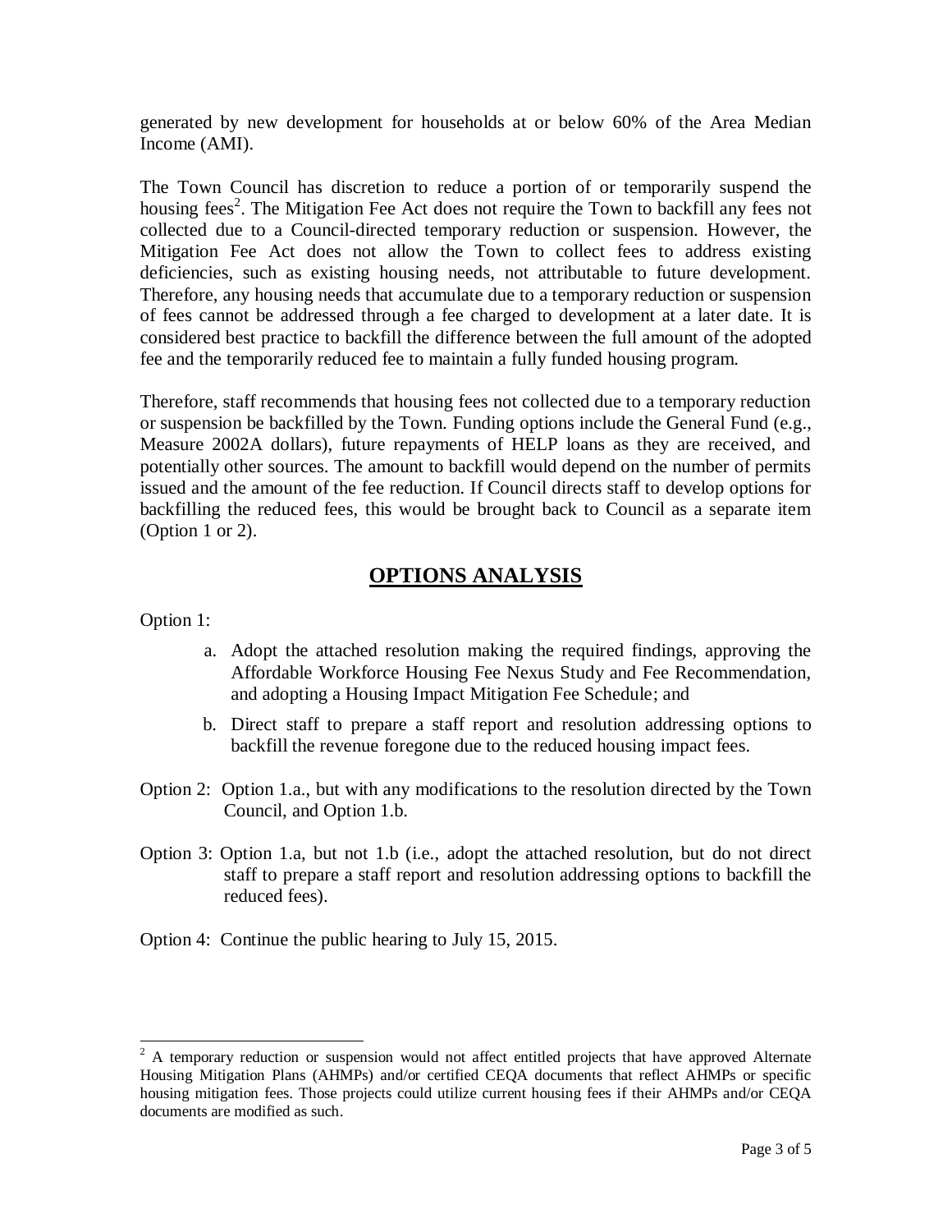generated by new development for households at or below 60% of the Area Median Income (AMI).

The Town Council has discretion to reduce a portion of or temporarily suspend the housing fees[2]. The Mitigation Fee Act does not require the Town to backfill any fees not collected due to a Council-directed temporary reduction or suspension. However, the Mitigation Fee Act does not allow the Town to collect fees to address existing deficiencies, such as existing housing needs, not attributable to future development. Therefore, any housing needs that accumulate due to a temporary reduction or suspension of fees cannot be addressed through a fee charged to development at a later date. It is considered best practice to backfill the difference between the full amount of the adopted fee and the temporarily reduced fee to maintain a fully funded housing program.

Therefore, staff recommends that housing fees not collected due to a temporary reduction or suspension be backfilled by the Town. Funding options include the General Fund (e.g., Measure 2002A dollars), future repayments of HELP loans as they are received, and potentially other sources. The amount to backfill would depend on the number of permits issued and the amount of the fee reduction. If Council directs staff to develop options for backfilling the reduced fees, this would be brought back to Council as a separate item (Option 1 or 2).

## OPTIONS ANALYSIS

Option 1:

a. Adopt the attached resolution making the required findings, approving the Affordable Workforce Housing Fee Nexus Study and Fee Recommendation, and adopting a Housing Impact Mitigation Fee Schedule; and

b. Direct staff to prepare a staff report and resolution addressing options to backfill the revenue foregone due to the reduced housing impact fees.

Option 2: Option 1.a., but with any modifications to the resolution directed by the Town Council, and Option 1.b.

Option 3: Option 1.a, but not 1.b (i.e., adopt the attached resolution, but do not direct staff to prepare a staff report and resolution addressing options to backfill the reduced fees).

Option 4: Continue the public hearing to July 15, 2015.

---

[2] A temporary reduction or suspension would not affect entitled projects that have approved Alternate Housing Mitigation Plans (AHMPs) and/or certified CEQA documents that reflect AHMPs or specific housing mitigation fees. Those projects could utilize current housing fees if their AHMPs and/or CEQA documents are modified as such.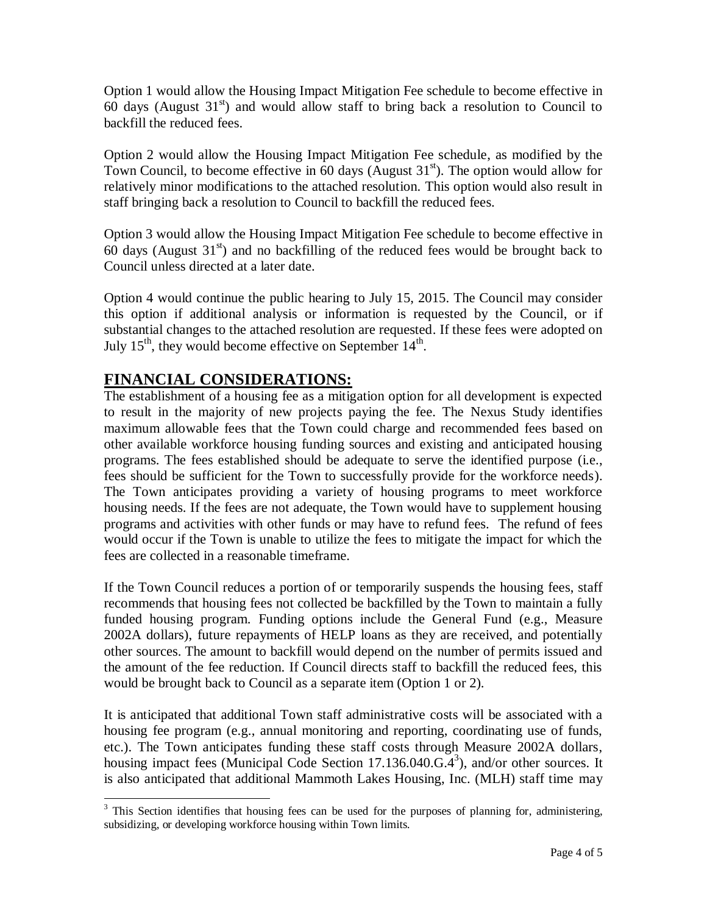Option 1 would allow the Housing Impact Mitigation Fee schedule to become effective in 60 days (August 31st) and would allow staff to bring back a resolution to Council to backfill the reduced fees.

Option 2 would allow the Housing Impact Mitigation Fee schedule, as modified by the Town Council, to become effective in 60 days (August 31st). The option would allow for relatively minor modifications to the attached resolution. This option would also result in staff bringing back a resolution to Council to backfill the reduced fees.

Option 3 would allow the Housing Impact Mitigation Fee schedule to become effective in 60 days (August 31st) and no backfilling of the reduced fees would be brought back to Council unless directed at a later date.

Option 4 would continue the public hearing to July 15, 2015. The Council may consider this option if additional analysis or information is requested by the Council, or if substantial changes to the attached resolution are requested. If these fees were adopted on July 15th, they would become effective on September 14th.

## FINANCIAL CONSIDERATIONS:

The establishment of a housing fee as a mitigation option for all development is expected to result in the majority of new projects paying the fee. The Nexus Study identifies maximum allowable fees that the Town could charge and recommended fees based on other available workforce housing funding sources and existing and anticipated housing programs. The fees established should be adequate to serve the identified purpose (i.e., fees should be sufficient for the Town to successfully provide for the workforce needs). The Town anticipates providing a variety of housing programs to meet workforce housing needs. If the fees are not adequate, the Town would have to supplement housing programs and activities with other funds or may have to refund fees. The refund of fees would occur if the Town is unable to utilize the fees to mitigate the impact for which the fees are collected in a reasonable timeframe.

If the Town Council reduces a portion of or temporarily suspends the housing fees, staff recommends that housing fees not collected be backfilled by the Town to maintain a fully funded housing program. Funding options include the General Fund (e.g., Measure 2002A dollars), future repayments of HELP loans as they are received, and potentially other sources. The amount to backfill would depend on the number of permits issued and the amount of the fee reduction. If Council directs staff to backfill the reduced fees, this would be brought back to Council as a separate item (Option 1 or 2).

It is anticipated that additional Town staff administrative costs will be associated with a housing fee program (e.g., annual monitoring and reporting, coordinating use of funds, etc.). The Town anticipates funding these staff costs through Measure 2002A dollars, housing impact fees (Municipal Code Section 17.136.040.G.4[3]), and/or other sources. It is also anticipated that additional Mammoth Lakes Housing, Inc. (MLH) staff time may

---

[3] This Section identifies that housing fees can be used for the purposes of planning for, administering, subsidizing, or developing workforce housing within Town limits.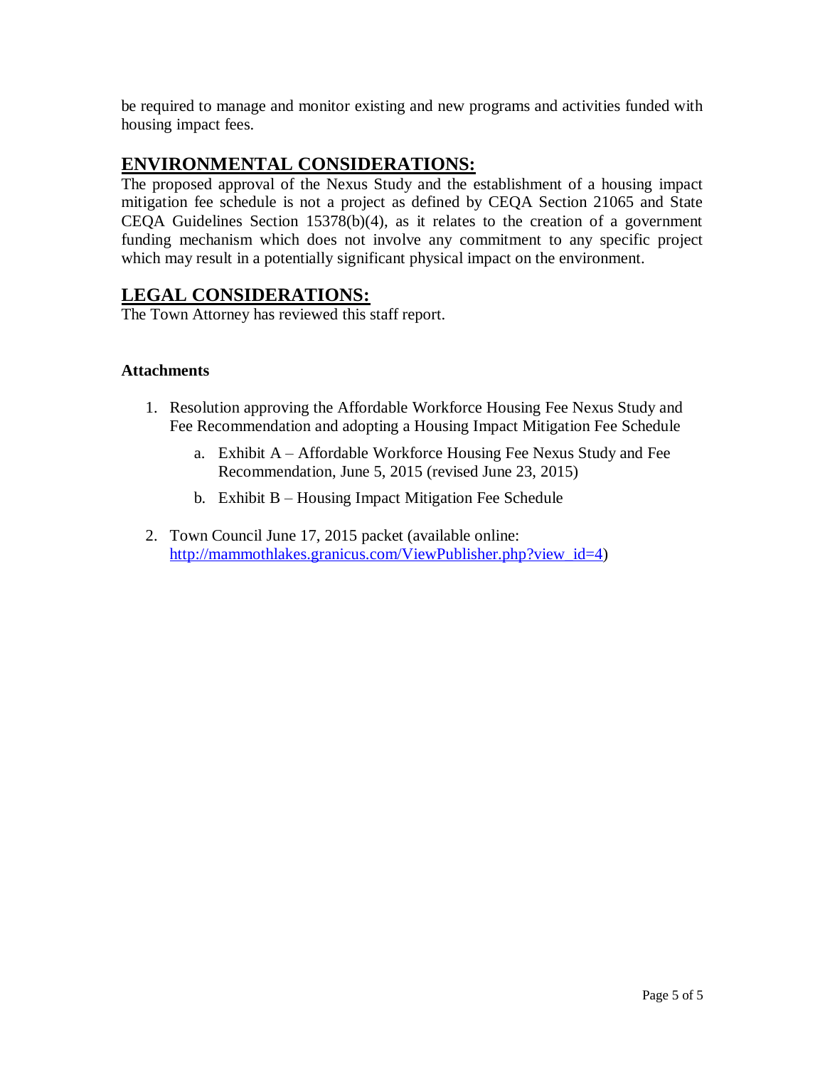be required to manage and monitor existing and new programs and activities funded with housing impact fees.

## ENVIRONMENTAL CONSIDERATIONS:

The proposed approval of the Nexus Study and the establishment of a housing impact mitigation fee schedule is not a project as defined by CEQA Section 21065 and State CEQA Guidelines Section 15378(b)(4), as it relates to the creation of a government funding mechanism which does not involve any commitment to any specific project which may result in a potentially significant physical impact on the environment.

## LEGAL CONSIDERATIONS:

The Town Attorney has reviewed this staff report.

**Attachments**

1. Resolution approving the Affordable Workforce Housing Fee Nexus Study and Fee Recommendation and adopting a Housing Impact Mitigation Fee Schedule
   a. Exhibit A – Affordable Workforce Housing Fee Nexus Study and Fee Recommendation, June 5, 2015 (revised June 23, 2015)
   b. Exhibit B – Housing Impact Mitigation Fee Schedule
2. Town Council June 17, 2015 packet (available online: [http://mammothlakes.granicus.com/ViewPublisher.php?view_id=4](http://mammothlakes.granicus.com/ViewPublisher.php?view_id=4))